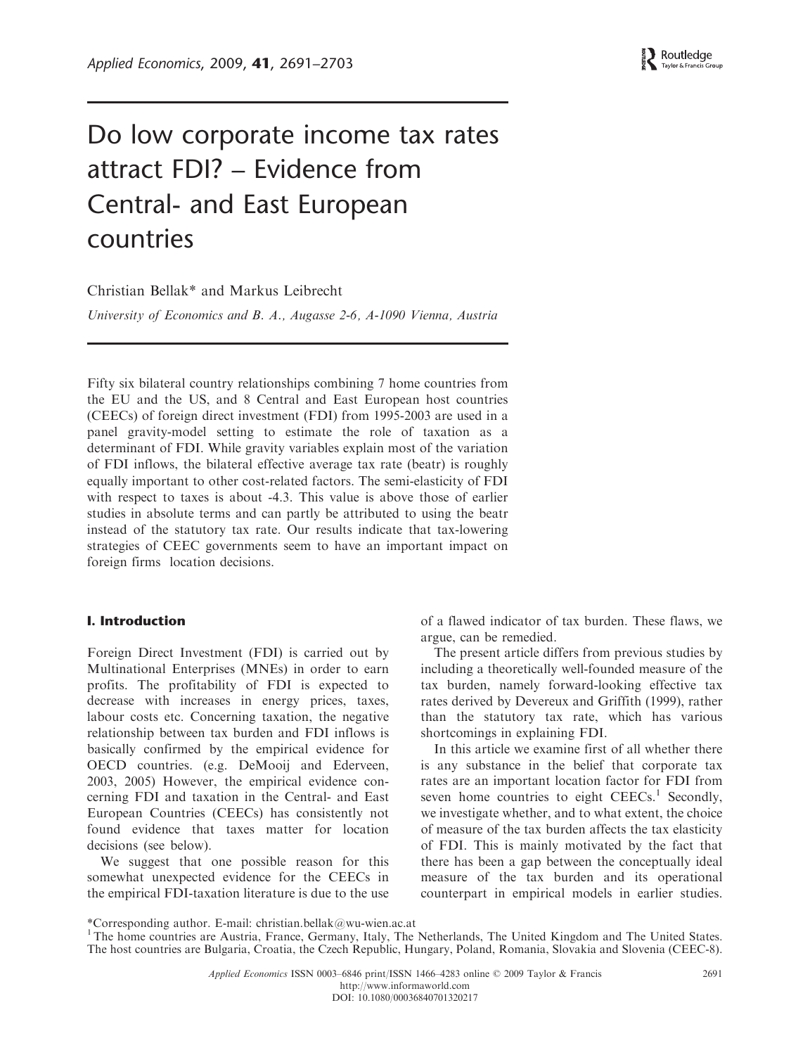# Do low corporate income tax rates attract FDI? – Evidence from Central- and East European countries

Christian Bellak* and Markus Leibrecht

*University of Economics and B. A., Augasse 2-6, A-1090 Vienna, Austria*

Fifty six bilateral country relationships combining 7 home countries from the EU and the US, and 8 Central and East European host countries (CEECs) of foreign direct investment (FDI) from 1995-2003 are used in a panel gravity-model setting to estimate the role of taxation as a determinant of FDI. While gravity variables explain most of the variation of FDI inflows, the bilateral effective average tax rate (beatr) is roughly equally important to other cost-related factors. The semi-elasticity of FDI with respect to taxes is about -4.3. This value is above those of earlier studies in absolute terms and can partly be attributed to using the beatr instead of the statutory tax rate. Our results indicate that tax-lowering strategies of CEEC governments seem to have an important impact on foreign firms location decisions.

## I. Introduction

Foreign Direct Investment (FDI) is carried out by Multinational Enterprises (MNEs) in order to earn profits. The profitability of FDI is expected to decrease with increases in energy prices, taxes, labour costs etc. Concerning taxation, the negative relationship between tax burden and FDI inflows is basically confirmed by the empirical evidence for OECD countries. (e.g. DeMooij and Ederveen, 2003, 2005) However, the empirical evidence concerning FDI and taxation in the Central- and East European Countries (CEECs) has consistently not found evidence that taxes matter for location decisions (see below).

We suggest that one possible reason for this somewhat unexpected evidence for the CEECs in the empirical FDI-taxation literature is due to the use of a flawed indicator of tax burden. These flaws, we argue, can be remedied.

The present article differs from previous studies by including a theoretically well-founded measure of the tax burden, namely forward-looking effective tax rates derived by Devereux and Griffith (1999), rather than the statutory tax rate, which has various shortcomings in explaining FDI.

In this article we examine first of all whether there is any substance in the belief that corporate tax rates are an important location factor for FDI from seven home countries to eight CEECs.[1] Secondly, we investigate whether, and to what extent, the choice of measure of the tax burden affects the tax elasticity of FDI. This is mainly motivated by the fact that there has been a gap between the conceptually ideal measure of the tax burden and its operational counterpart in empirical models in earlier studies.

*Corresponding author. E-mail: christian.bellak@wu-wien.ac.at

[1] The home countries are Austria, France, Germany, Italy, The Netherlands, The United Kingdom and The United States. The host countries are Bulgaria, Croatia, the Czech Republic, Hungary, Poland, Romania, Slovakia and Slovenia (CEEC-8).

Applied Economics ISSN 0003–6846 print/ISSN 1466–4283 online © 2009 Taylor & Francis
http://www.informaworld.com
DOI: 10.1080/00036840701320217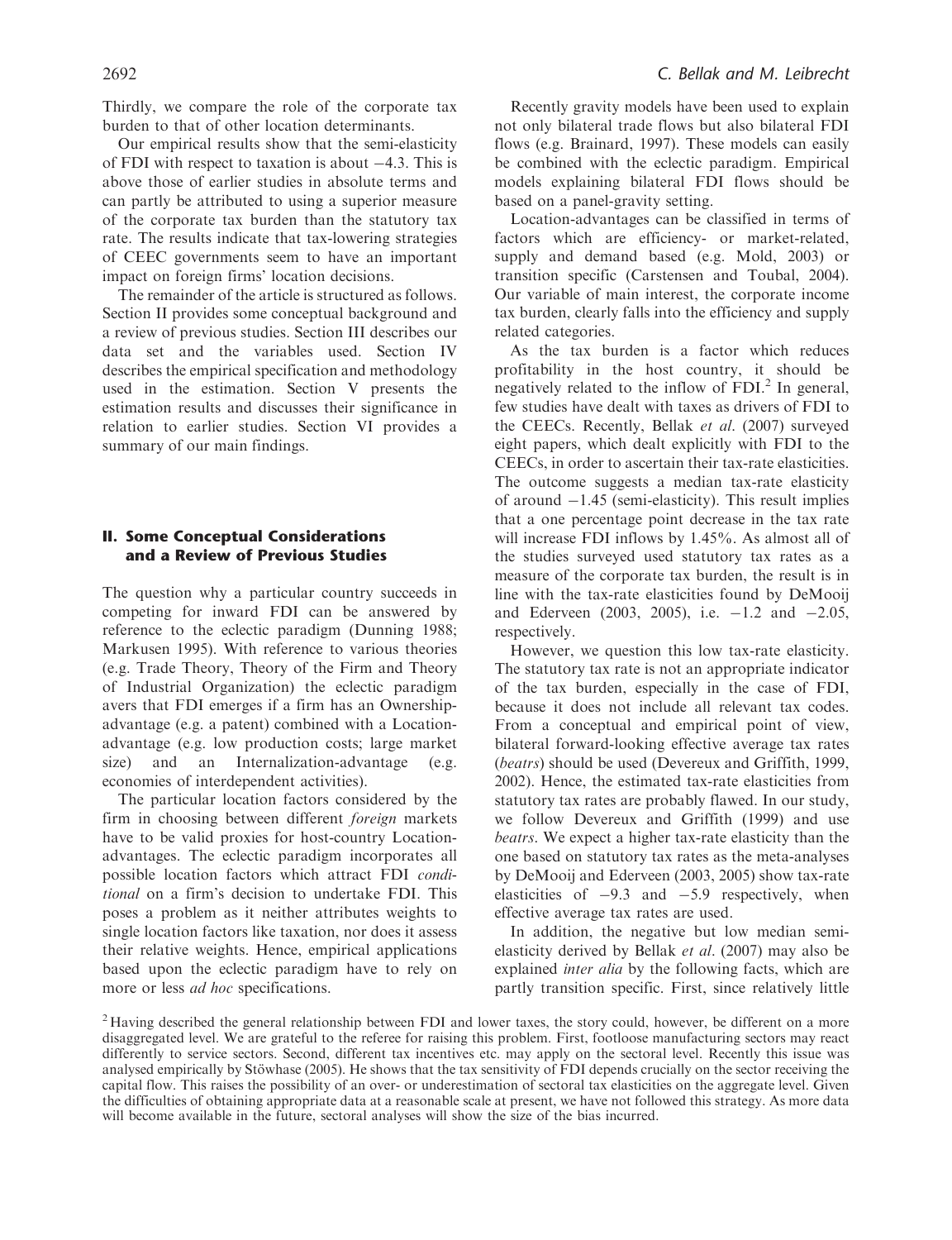Thirdly, we compare the role of the corporate tax burden to that of other location determinants.

Our empirical results show that the semi-elasticity of FDI with respect to taxation is about −4.3. This is above those of earlier studies in absolute terms and can partly be attributed to using a superior measure of the corporate tax burden than the statutory tax rate. The results indicate that tax-lowering strategies of CEEC governments seem to have an important impact on foreign firms' location decisions.

The remainder of the article is structured as follows. Section II provides some conceptual background and a review of previous studies. Section III describes our data set and the variables used. Section IV describes the empirical specification and methodology used in the estimation. Section V presents the estimation results and discusses their significance in relation to earlier studies. Section VI provides a summary of our main findings.

## II. Some Conceptual Considerations and a Review of Previous Studies

The question why a particular country succeeds in competing for inward FDI can be answered by reference to the eclectic paradigm (Dunning 1988; Markusen 1995). With reference to various theories (e.g. Trade Theory, Theory of the Firm and Theory of Industrial Organization) the eclectic paradigm avers that FDI emerges if a firm has an Ownership-advantage (e.g. a patent) combined with a Location-advantage (e.g. low production costs; large market size) and an Internalization-advantage (e.g. economies of interdependent activities).

The particular location factors considered by the firm in choosing between different *foreign* markets have to be valid proxies for host-country Location-advantages. The eclectic paradigm incorporates all possible location factors which attract FDI *conditional* on a firm's decision to undertake FDI. This poses a problem as it neither attributes weights to single location factors like taxation, nor does it assess their relative weights. Hence, empirical applications based upon the eclectic paradigm have to rely on more or less *ad hoc* specifications.

Recently gravity models have been used to explain not only bilateral trade flows but also bilateral FDI flows (e.g. Brainard, 1997). These models can easily be combined with the eclectic paradigm. Empirical models explaining bilateral FDI flows should be based on a panel-gravity setting.

Location-advantages can be classified in terms of factors which are efficiency- or market-related, supply and demand based (e.g. Mold, 2003) or transition specific (Carstensen and Toubal, 2004). Our variable of main interest, the corporate income tax burden, clearly falls into the efficiency and supply related categories.

As the tax burden is a factor which reduces profitability in the host country, it should be negatively related to the inflow of FDI.[2] In general, few studies have dealt with taxes as drivers of FDI to the CEECs. Recently, Bellak *et al*. (2007) surveyed eight papers, which dealt explicitly with FDI to the CEECs, in order to ascertain their tax-rate elasticities. The outcome suggests a median tax-rate elasticity of around −1.45 (semi-elasticity). This result implies that a one percentage point decrease in the tax rate will increase FDI inflows by 1.45%. As almost all of the studies surveyed used statutory tax rates as a measure of the corporate tax burden, the result is in line with the tax-rate elasticities found by DeMooij and Ederveen (2003, 2005), i.e. −1.2 and −2.05, respectively.

However, we question this low tax-rate elasticity. The statutory tax rate is not an appropriate indicator of the tax burden, especially in the case of FDI, because it does not include all relevant tax codes. From a conceptual and empirical point of view, bilateral forward-looking effective average tax rates (*beatrs*) should be used (Devereux and Griffith, 1999, 2002). Hence, the estimated tax-rate elasticities from statutory tax rates are probably flawed. In our study, we follow Devereux and Griffith (1999) and use *beatrs*. We expect a higher tax-rate elasticity than the one based on statutory tax rates as the meta-analyses by DeMooij and Ederveen (2003, 2005) show tax-rate elasticities of −9.3 and −5.9 respectively, when effective average tax rates are used.

In addition, the negative but low median semi-elasticity derived by Bellak *et al*. (2007) may also be explained *inter alia* by the following facts, which are partly transition specific. First, since relatively little

[2] Having described the general relationship between FDI and lower taxes, the story could, however, be different on a more disaggregated level. We are grateful to the referee for raising this problem. First, footloose manufacturing sectors may react differently to service sectors. Second, different tax incentives etc. may apply on the sectoral level. Recently this issue was analysed empirically by Stöwhase (2005). He shows that the tax sensitivity of FDI depends crucially on the sector receiving the capital flow. This raises the possibility of an over- or underestimation of sectoral tax elasticities on the aggregate level. Given the difficulties of obtaining appropriate data at a reasonable scale at present, we have not followed this strategy. As more data will become available in the future, sectoral analyses will show the size of the bias incurred.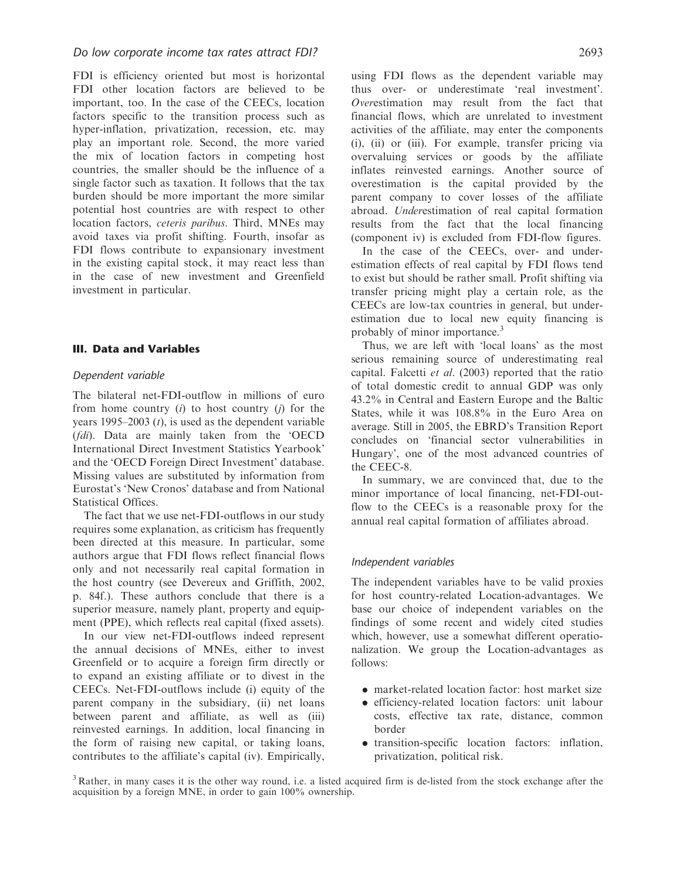FDI is efficiency oriented but most is horizontal FDI other location factors are believed to be important, too. In the case of the CEECs, location factors specific to the transition process such as hyper-inflation, privatization, recession, etc. may play an important role. Second, the more varied the mix of location factors in competing host countries, the smaller should be the influence of a single factor such as taxation. It follows that the tax burden should be more important the more similar potential host countries are with respect to other location factors, *ceteris paribus*. Third, MNEs may avoid taxes via profit shifting. Fourth, insofar as FDI flows contribute to expansionary investment in the existing capital stock, it may react less than in the case of new investment and Greenfield investment in particular.

## III. Data and Variables

### Dependent variable

The bilateral net-FDI-outflow in millions of euro from home country ($i$) to host country ($j$) for the years 1995–2003 ($t$), is used as the dependent variable (*fdi*). Data are mainly taken from the 'OECD International Direct Investment Statistics Yearbook' and the 'OECD Foreign Direct Investment' database. Missing values are substituted by information from Eurostat's 'New Cronos' database and from National Statistical Offices.

The fact that we use net-FDI-outflows in our study requires some explanation, as criticism has frequently been directed at this measure. In particular, some authors argue that FDI flows reflect financial flows only and not necessarily real capital formation in the host country (see Devereux and Griffith, 2002, p. 84f.). These authors conclude that there is a superior measure, namely plant, property and equipment (PPE), which reflects real capital (fixed assets).

In our view net-FDI-outflows indeed represent the annual decisions of MNEs, either to invest Greenfield or to acquire a foreign firm directly or to expand an existing affiliate or to divest in the CEECs. Net-FDI-outflows include (i) equity of the parent company in the subsidiary, (ii) net loans between parent and affiliate, as well as (iii) reinvested earnings. In addition, local financing in the form of raising new capital, or taking loans, contributes to the affiliate's capital (iv). Empirically, using FDI flows as the dependent variable may thus over- or underestimate 'real investment'. *Over*estimation may result from the fact that financial flows, which are unrelated to investment activities of the affiliate, may enter the components (i), (ii) or (iii). For example, transfer pricing via overvaluing services or goods by the affiliate inflates reinvested earnings. Another source of overestimation is the capital provided by the parent company to cover losses of the affiliate abroad. *Under*estimation of real capital formation results from the fact that the local financing (component iv) is excluded from FDI-flow figures.

In the case of the CEECs, over- and underestimation effects of real capital by FDI flows tend to exist but should be rather small. Profit shifting via transfer pricing might play a certain role, as the CEECs are low-tax countries in general, but underestimation due to local new equity financing is probably of minor importance.[3]

Thus, we are left with 'local loans' as the most serious remaining source of underestimating real capital. Falcetti *et al*. (2003) reported that the ratio of total domestic credit to annual GDP was only 43.2% in Central and Eastern Europe and the Baltic States, while it was 108.8% in the Euro Area on average. Still in 2005, the EBRD's Transition Report concludes on 'financial sector vulnerabilities in Hungary', one of the most advanced countries of the CEEC-8.

In summary, we are convinced that, due to the minor importance of local financing, net-FDI-outflow to the CEECs is a reasonable proxy for the annual real capital formation of affiliates abroad.

### Independent variables

The independent variables have to be valid proxies for host country-related Location-advantages. We base our choice of independent variables on the findings of some recent and widely cited studies which, however, use a somewhat different operationalization. We group the Location-advantages as follows:

- market-related location factor: host market size
- efficiency-related location factors: unit labour costs, effective tax rate, distance, common border
- transition-specific location factors: inflation, privatization, political risk.

[3] Rather, in many cases it is the other way round, i.e. a listed acquired firm is de-listed from the stock exchange after the acquisition by a foreign MNE, in order to gain 100% ownership.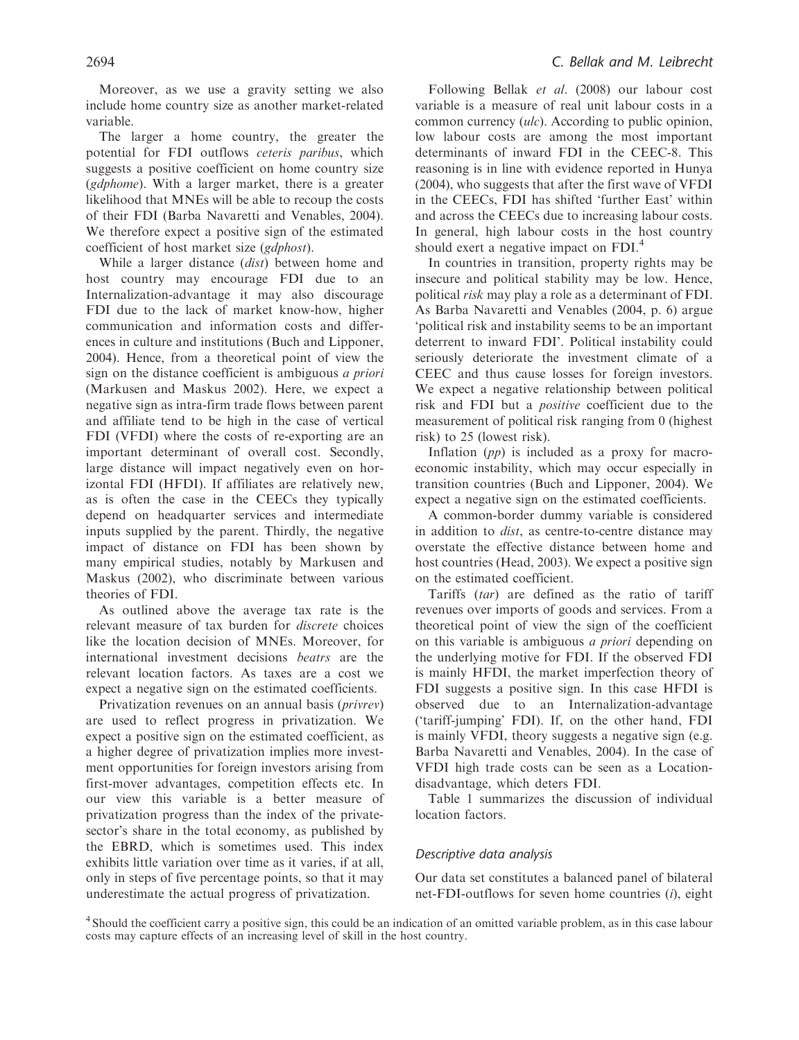Moreover, as we use a gravity setting we also include home country size as another market-related variable.

The larger a home country, the greater the potential for FDI outflows *ceteris paribus*, which suggests a positive coefficient on home country size (*gdphome*). With a larger market, there is a greater likelihood that MNEs will be able to recoup the costs of their FDI (Barba Navaretti and Venables, 2004). We therefore expect a positive sign of the estimated coefficient of host market size (*gdphost*).

While a larger distance (*dist*) between home and host country may encourage FDI due to an Internalization-advantage it may also discourage FDI due to the lack of market know-how, higher communication and information costs and differences in culture and institutions (Buch and Lipponer, 2004). Hence, from a theoretical point of view the sign on the distance coefficient is ambiguous *a priori* (Markusen and Maskus 2002). Here, we expect a negative sign as intra-firm trade flows between parent and affiliate tend to be high in the case of vertical FDI (VFDI) where the costs of re-exporting are an important determinant of overall cost. Secondly, large distance will impact negatively even on horizontal FDI (HFDI). If affiliates are relatively new, as is often the case in the CEECs they typically depend on headquarter services and intermediate inputs supplied by the parent. Thirdly, the negative impact of distance on FDI has been shown by many empirical studies, notably by Markusen and Maskus (2002), who discriminate between various theories of FDI.

As outlined above the average tax rate is the relevant measure of tax burden for *discrete* choices like the location decision of MNEs. Moreover, for international investment decisions *beatrs* are the relevant location factors. As taxes are a cost we expect a negative sign on the estimated coefficients.

Privatization revenues on an annual basis (*privrev*) are used to reflect progress in privatization. We expect a positive sign on the estimated coefficient, as a higher degree of privatization implies more investment opportunities for foreign investors arising from first-mover advantages, competition effects etc. In our view this variable is a better measure of privatization progress than the index of the private-sector's share in the total economy, as published by the EBRD, which is sometimes used. This index exhibits little variation over time as it varies, if at all, only in steps of five percentage points, so that it may underestimate the actual progress of privatization.

Following Bellak *et al.* (2008) our labour cost variable is a measure of real unit labour costs in a common currency (*ulc*). According to public opinion, low labour costs are among the most important determinants of inward FDI in the CEEC-8. This reasoning is in line with evidence reported in Hunya (2004), who suggests that after the first wave of VFDI in the CEECs, FDI has shifted 'further East' within and across the CEECs due to increasing labour costs. In general, high labour costs in the host country should exert a negative impact on FDI.[4]

In countries in transition, property rights may be insecure and political stability may be low. Hence, political *risk* may play a role as a determinant of FDI. As Barba Navaretti and Venables (2004, p. 6) argue 'political risk and instability seems to be an important deterrent to inward FDI'. Political instability could seriously deteriorate the investment climate of a CEEC and thus cause losses for foreign investors. We expect a negative relationship between political risk and FDI but a *positive* coefficient due to the measurement of political risk ranging from 0 (highest risk) to 25 (lowest risk).

Inflation (*pp*) is included as a proxy for macroeconomic instability, which may occur especially in transition countries (Buch and Lipponer, 2004). We expect a negative sign on the estimated coefficients.

A common-border dummy variable is considered in addition to *dist*, as centre-to-centre distance may overstate the effective distance between home and host countries (Head, 2003). We expect a positive sign on the estimated coefficient.

Tariffs (*tar*) are defined as the ratio of tariff revenues over imports of goods and services. From a theoretical point of view the sign of the coefficient on this variable is ambiguous *a priori* depending on the underlying motive for FDI. If the observed FDI is mainly HFDI, the market imperfection theory of FDI suggests a positive sign. In this case HFDI is observed due to an Internalization-advantage ('tariff-jumping' FDI). If, on the other hand, FDI is mainly VFDI, theory suggests a negative sign (e.g. Barba Navaretti and Venables, 2004). In the case of VFDI high trade costs can be seen as a Location-disadvantage, which deters FDI.

Table 1 summarizes the discussion of individual location factors.

### Descriptive data analysis

Our data set constitutes a balanced panel of bilateral net-FDI-outflows for seven home countries ($i$), eight

[4] Should the coefficient carry a positive sign, this could be an indication of an omitted variable problem, as in this case labour costs may capture effects of an increasing level of skill in the host country.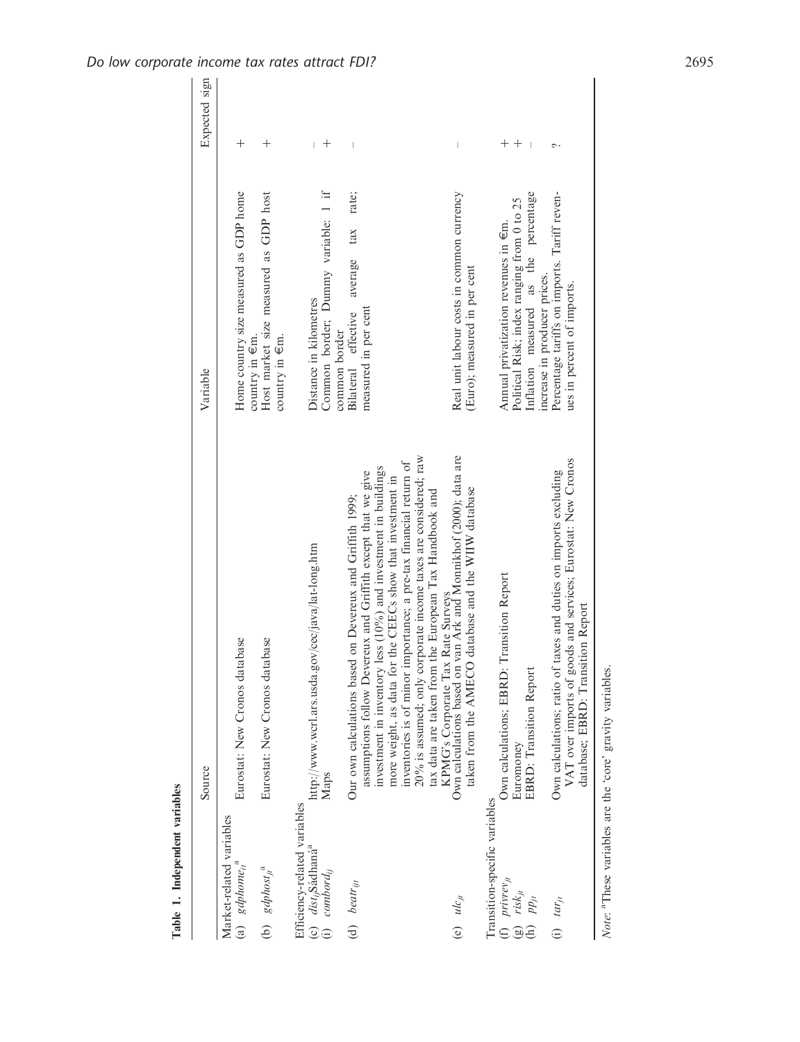**Table 1. Independent variables**

| | Source | Variable | Expected sign |
|---|---|---|---|
| Market-related variables | | | |
| (a) $gdphome_{it}$[a] | Eurostat: New Cronos database | Home country size measured as GDP home country in €m. | + |
| (b) $gdphost_{jt}$[a] | Eurostat: New Cronos database | Host market size measured as GDP host country in €m. | + |
| Efficiency-related variables | | | |
| (c) $dist_{ij}$Sádhaná[a] | http://www.werl.ars.usda.gov/cec/java/lat-long.htm | Distance in kilometres | – |
| (i) $combord_{ij}$ | Maps | Common border; Dummy variable: 1 if common border | + |
| (d) $beatr_{ijt}$ | Our own calculations based on Devereux and Griffith 1999; assumptions follow Devereux and Griffith except that we give investment in inventory less (10%) and investment in buildings more weight, as data for the CEECs show that investment in inventories is of minor importance; a pre-tax financial return of 20% is assumed; only corporate income taxes are considered; raw tax data are taken from the European Tax Handbook and KPMG's Corporate Tax Rate Surveys | Bilateral effective average tax rate; measured in per cent | – |
| (e) $ulc_{jt}$ | Own calculations based on van Ark and Monnikhof (2000); data are taken from the AMECO database and the WIIW database | Real unit labour costs in common currency (Euro); measured in per cent | – |
| Transition-specific variables | | | |
| (f) $privrev_{jt}$ | Own calculations; EBRD: Transition Report | Annual privatization revenues in €m. | + |
| (g) $risk_{jt}$ | Euromoney | Political Risk; index ranging from 0 to 25 | + |
| (h) $pp_{jt}$ | EBRD: Transition Report | Inflation measured as the percentage increase in producer prices. | – |
| (i) $tar_{jt}$ | Own calculations; ratio of taxes and duties on imports excluding VAT over imports of goods and services; Eurostat: New Cronos database; EBRD: Transition Report | Percentage tariffs on imports. Tariff revenues in percent of imports. | ? |

*Note*: [a]These variables are the 'core' gravity variables.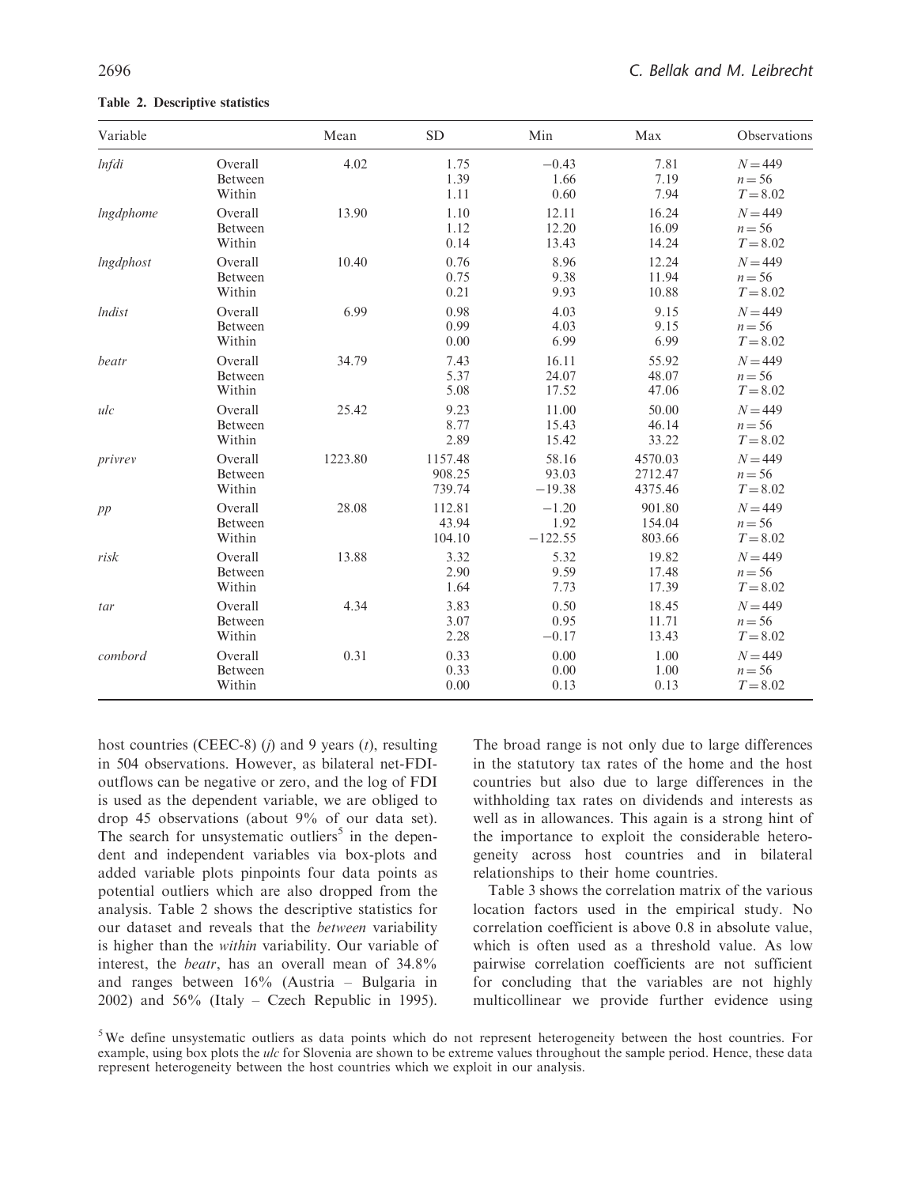**Table 2. Descriptive statistics**

| Variable | | Mean | SD | Min | Max | Observations |
|---|---|---|---|---|---|---|
| *lnfdi* | Overall | 4.02 | 1.75 | −0.43 | 7.81 | $N=449$ |
| | Between | | 1.39 | 1.66 | 7.19 | $n=56$ |
| | Within | | 1.11 | 0.60 | 7.94 | $T=8.02$ |
| *lngdphome* | Overall | 13.90 | 1.10 | 12.11 | 16.24 | $N=449$ |
| | Between | | 1.12 | 12.20 | 16.09 | $n=56$ |
| | Within | | 0.14 | 13.43 | 14.24 | $T=8.02$ |
| *lngdphost* | Overall | 10.40 | 0.76 | 8.96 | 12.24 | $N=449$ |
| | Between | | 0.75 | 9.38 | 11.94 | $n=56$ |
| | Within | | 0.21 | 9.93 | 10.88 | $T=8.02$ |
| *lndist* | Overall | 6.99 | 0.98 | 4.03 | 9.15 | $N=449$ |
| | Between | | 0.99 | 4.03 | 9.15 | $n=56$ |
| | Within | | 0.00 | 6.99 | 6.99 | $T=8.02$ |
| *beatr* | Overall | 34.79 | 7.43 | 16.11 | 55.92 | $N=449$ |
| | Between | | 5.37 | 24.07 | 48.07 | $n=56$ |
| | Within | | 5.08 | 17.52 | 47.06 | $T=8.02$ |
| *ulc* | Overall | 25.42 | 9.23 | 11.00 | 50.00 | $N=449$ |
| | Between | | 8.77 | 15.43 | 46.14 | $n=56$ |
| | Within | | 2.89 | 15.42 | 33.22 | $T=8.02$ |
| *privrev* | Overall | 1223.80 | 1157.48 | 58.16 | 4570.03 | $N=449$ |
| | Between | | 908.25 | 93.03 | 2712.47 | $n=56$ |
| | Within | | 739.74 | −19.38 | 4375.46 | $T=8.02$ |
| *pp* | Overall | 28.08 | 112.81 | −1.20 | 901.80 | $N=449$ |
| | Between | | 43.94 | 1.92 | 154.04 | $n=56$ |
| | Within | | 104.10 | −122.55 | 803.66 | $T=8.02$ |
| *risk* | Overall | 13.88 | 3.32 | 5.32 | 19.82 | $N=449$ |
| | Between | | 2.90 | 9.59 | 17.48 | $n=56$ |
| | Within | | 1.64 | 7.73 | 17.39 | $T=8.02$ |
| *tar* | Overall | 4.34 | 3.83 | 0.50 | 18.45 | $N=449$ |
| | Between | | 3.07 | 0.95 | 11.71 | $n=56$ |
| | Within | | 2.28 | −0.17 | 13.43 | $T=8.02$ |
| *combord* | Overall | 0.31 | 0.33 | 0.00 | 1.00 | $N=449$ |
| | Between | | 0.33 | 0.00 | 1.00 | $n=56$ |
| | Within | | 0.00 | 0.13 | 0.13 | $T=8.02$ |

host countries (CEEC-8) ($j$) and 9 years ($t$), resulting in 504 observations. However, as bilateral net-FDI-outflows can be negative or zero, and the log of FDI is used as the dependent variable, we are obliged to drop 45 observations (about 9% of our data set). The search for unsystematic outliers[5] in the dependent and independent variables via box-plots and added variable plots pinpoints four data points as potential outliers which are also dropped from the analysis. Table 2 shows the descriptive statistics for our dataset and reveals that the *between* variability is higher than the *within* variability. Our variable of interest, the *beatr*, has an overall mean of 34.8% and ranges between 16% (Austria – Bulgaria in 2002) and 56% (Italy – Czech Republic in 1995). The broad range is not only due to large differences in the statutory tax rates of the home and the host countries but also due to large differences in the withholding tax rates on dividends and interests as well as in allowances. This again is a strong hint of the importance to exploit the considerable heterogeneity across host countries and in bilateral relationships to their home countries.

Table 3 shows the correlation matrix of the various location factors used in the empirical study. No correlation coefficient is above 0.8 in absolute value, which is often used as a threshold value. As low pairwise correlation coefficients are not sufficient for concluding that the variables are not highly multicollinear we provide further evidence using

[5] We define unsystematic outliers as data points which do not represent heterogeneity between the host countries. For example, using box plots the *ulc* for Slovenia are shown to be extreme values throughout the sample period. Hence, these data represent heterogeneity between the host countries which we exploit in our analysis.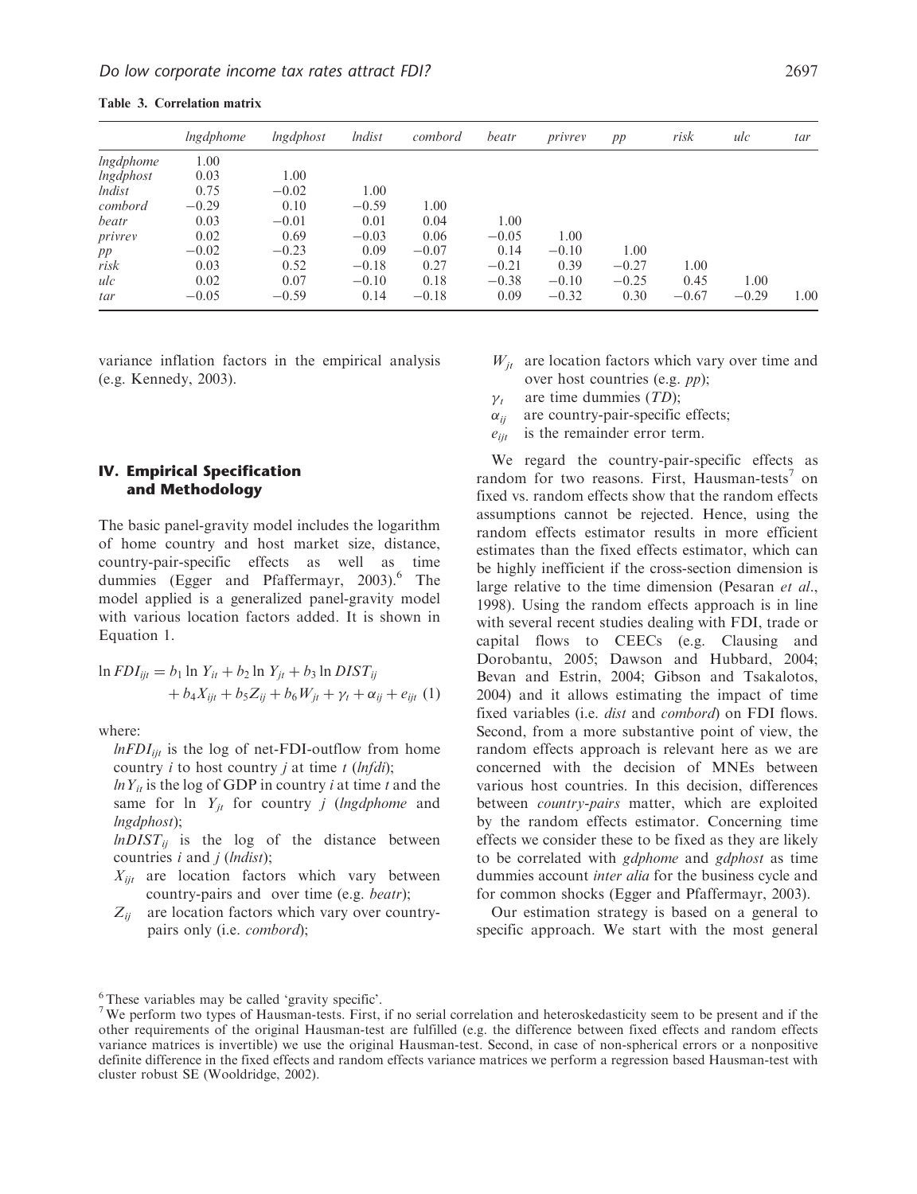**Table 3. Correlation matrix**

| | *lngdphome* | *lngdphost* | *lndist* | *combord* | *beatr* | *privrev* | *pp* | *risk* | *ulc* | *tar* |
|---|---|---|---|---|---|---|---|---|---|---|
| *lngdphome* | 1.00 | | | | | | | | | |
| *lngdphost* | 0.03 | 1.00 | | | | | | | | |
| *lndist* | 0.75 | −0.02 | 1.00 | | | | | | | |
| *combord* | −0.29 | 0.10 | −0.59 | 1.00 | | | | | | |
| *beatr* | 0.03 | −0.01 | 0.01 | 0.04 | 1.00 | | | | | |
| *privrev* | 0.02 | 0.69 | −0.03 | 0.06 | −0.05 | 1.00 | | | | |
| *pp* | −0.02 | −0.23 | 0.09 | −0.07 | 0.14 | −0.10 | 1.00 | | | |
| *risk* | 0.03 | 0.52 | −0.18 | 0.27 | −0.21 | 0.39 | −0.27 | 1.00 | | |
| *ulc* | 0.02 | 0.07 | −0.10 | 0.18 | −0.38 | −0.10 | −0.25 | 0.45 | 1.00 | |
| *tar* | −0.05 | −0.59 | 0.14 | −0.18 | 0.09 | −0.32 | 0.30 | −0.67 | −0.29 | 1.00 |

variance inflation factors in the empirical analysis (e.g. Kennedy, 2003).

## IV. Empirical Specification and Methodology

The basic panel-gravity model includes the logarithm of home country and host market size, distance, country-pair-specific effects as well as time dummies (Egger and Pfaffermayr, 2003).[6] The model applied is a generalized panel-gravity model with various location factors added. It is shown in Equation 1.

$$\ln FDI_{ijt} = b_1 \ln Y_{it} + b_2 \ln Y_{jt} + b_3 \ln DIST_{ij} + b_4 X_{ijt} + b_5 Z_{ij} + b_6 W_{jt} + \gamma_t + \alpha_{ij} + e_{ijt} \quad (1)$$

where:

$lnFDI_{ijt}$ is the log of net-FDI-outflow from home country $i$ to host country $j$ at time $t$ (*lnfdi*);

$lnY_{it}$ is the log of GDP in country $i$ at time $t$ and the same for $\ln Y_{jt}$ for country $j$ (*lngdphome* and *lngdphost*);

$lnDIST_{ij}$ is the log of the distance between countries $i$ and $j$ (*lndist*);

- $X_{ijt}$ are location factors which vary between country-pairs and over time (e.g. *beatr*);
- $Z_{ij}$ are location factors which vary over country-pairs only (i.e. *combord*);
- $W_{jt}$ are location factors which vary over time and over host countries (e.g. *pp*);
- $\gamma_t$ are time dummies (*TD*);
- $\alpha_{ij}$ are country-pair-specific effects;
- $e_{ijt}$ is the remainder error term.

We regard the country-pair-specific effects as random for two reasons. First, Hausman-tests[7] on fixed vs. random effects show that the random effects assumptions cannot be rejected. Hence, using the random effects estimator results in more efficient estimates than the fixed effects estimator, which can be highly inefficient if the cross-section dimension is large relative to the time dimension (Pesaran *et al.*, 1998). Using the random effects approach is in line with several recent studies dealing with FDI, trade or capital flows to CEECs (e.g. Clausing and Dorobantu, 2005; Dawson and Hubbard, 2004; Bevan and Estrin, 2004; Gibson and Tsakalotos, 2004) and it allows estimating the impact of time fixed variables (i.e. *dist* and *combord*) on FDI flows. Second, from a more substantive point of view, the random effects approach is relevant here as we are concerned with the decision of MNEs between various host countries. In this decision, differences between *country-pairs* matter, which are exploited by the random effects estimator. Concerning time effects we consider these to be fixed as they are likely to be correlated with *gdphome* and *gdphost* as time dummies account *inter alia* for the business cycle and for common shocks (Egger and Pfaffermayr, 2003).

Our estimation strategy is based on a general to specific approach. We start with the most general

[6] These variables may be called 'gravity specific'.

[7] We perform two types of Hausman-tests. First, if no serial correlation and heteroskedasticity seem to be present and if the other requirements of the original Hausman-test are fulfilled (e.g. the difference between fixed effects and random effects variance matrices is invertible) we use the original Hausman-test. Second, in case of non-spherical errors or a nonpositive definite difference in the fixed effects and random effects variance matrices we perform a regression based Hausman-test with cluster robust SE (Wooldridge, 2002).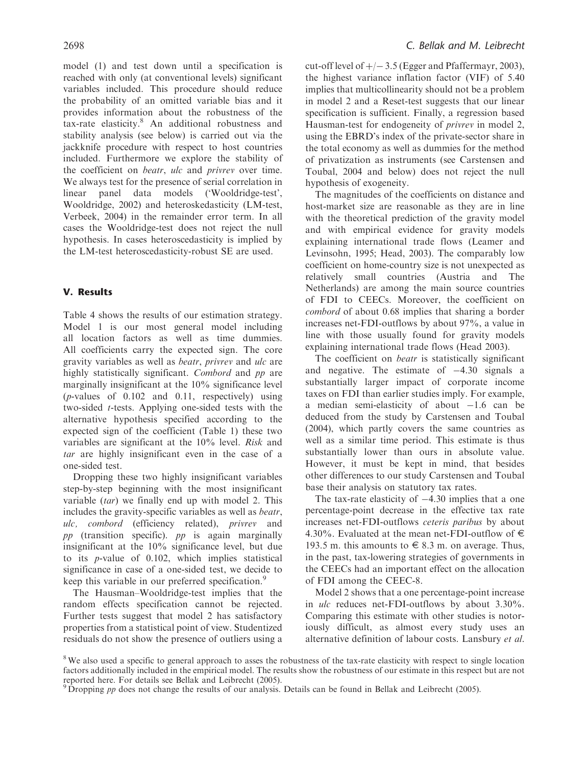model (1) and test down until a specification is reached with only (at conventional levels) significant variables included. This procedure should reduce the probability of an omitted variable bias and it provides information about the robustness of the tax-rate elasticity.[8] An additional robustness and stability analysis (see below) is carried out via the jackknife procedure with respect to host countries included. Furthermore we explore the stability of the coefficient on *beatr*, *ulc* and *privrev* over time. We always test for the presence of serial correlation in linear panel data models ('Wooldridge-test', Wooldridge, 2002) and heteroskedasticity (LM-test, Verbeek, 2004) in the remainder error term. In all cases the Wooldridge-test does not reject the null hypothesis. In cases heteroscedasticity is implied by the LM-test heteroscedasticity-robust SE are used.

## V. Results

Table 4 shows the results of our estimation strategy. Model 1 is our most general model including all location factors as well as time dummies. All coefficients carry the expected sign. The core gravity variables as well as *beatr*, *privrev* and *ulc* are highly statistically significant. *Combord* and *pp* are marginally insignificant at the 10% significance level ($p$-values of 0.102 and 0.11, respectively) using two-sided $t$-tests. Applying one-sided tests with the alternative hypothesis specified according to the expected sign of the coefficient (Table 1) these two variables are significant at the 10% level. *Risk* and *tar* are highly insignificant even in the case of a one-sided test.

Dropping these two highly insignificant variables step-by-step beginning with the most insignificant variable (*tar*) we finally end up with model 2. This includes the gravity-specific variables as well as *beatr*, *ulc, combord* (efficiency related), *privrev* and *pp* (transition specific). *pp* is again marginally insignificant at the 10% significance level, but due to its $p$-value of 0.102, which implies statistical significance in case of a one-sided test, we decide to keep this variable in our preferred specification.[9]

The Hausman–Wooldridge-test implies that the random effects specification cannot be rejected. Further tests suggest that model 2 has satisfactory properties from a statistical point of view. Studentized residuals do not show the presence of outliers using a cut-off level of $+/-3.5$ (Egger and Pfaffermayr, 2003), the highest variance inflation factor (VIF) of 5.40 implies that multicollinearity should not be a problem in model 2 and a Reset-test suggests that our linear specification is sufficient. Finally, a regression based Hausman-test for endogeneity of *privrev* in model 2, using the EBRD's index of the private-sector share in the total economy as well as dummies for the method of privatization as instruments (see Carstensen and Toubal, 2004 and below) does not reject the null hypothesis of exogeneity.

The magnitudes of the coefficients on distance and host-market size are reasonable as they are in line with the theoretical prediction of the gravity model and with empirical evidence for gravity models explaining international trade flows (Leamer and Levinsohn, 1995; Head, 2003). The comparably low coefficient on home-country size is not unexpected as relatively small countries (Austria and The Netherlands) are among the main source countries of FDI to CEECs. Moreover, the coefficient on *combord* of about 0.68 implies that sharing a border increases net-FDI-outflows by about 97%, a value in line with those usually found for gravity models explaining international trade flows (Head 2003).

The coefficient on *beatr* is statistically significant and negative. The estimate of $-4.30$ signals a substantially larger impact of corporate income taxes on FDI than earlier studies imply. For example, a median semi-elasticity of about $-1.6$ can be deduced from the study by Carstensen and Toubal (2004), which partly covers the same countries as well as a similar time period. This estimate is thus substantially lower than ours in absolute value. However, it must be kept in mind, that besides other differences to our study Carstensen and Toubal base their analysis on statutory tax rates.

The tax-rate elasticity of $-4.30$ implies that a one percentage-point decrease in the effective tax rate increases net-FDI-outflows *ceteris paribus* by about 4.30%. Evaluated at the mean net-FDI-outflow of € 193.5 m. this amounts to € 8.3 m. on average. Thus, in the past, tax-lowering strategies of governments in the CEECs had an important effect on the allocation of FDI among the CEEC-8.

Model 2 shows that a one percentage-point increase in *ulc* reduces net-FDI-outflows by about 3.30%. Comparing this estimate with other studies is notoriously difficult, as almost every study uses an alternative definition of labour costs. Lansbury *et al.*

[8] We also used a specific to general approach to asses the robustness of the tax-rate elasticity with respect to single location factors additionally included in the empirical model. The results show the robustness of our estimate in this respect but are not reported here. For details see Bellak and Leibrecht (2005).

[9] Dropping *pp* does not change the results of our analysis. Details can be found in Bellak and Leibrecht (2005).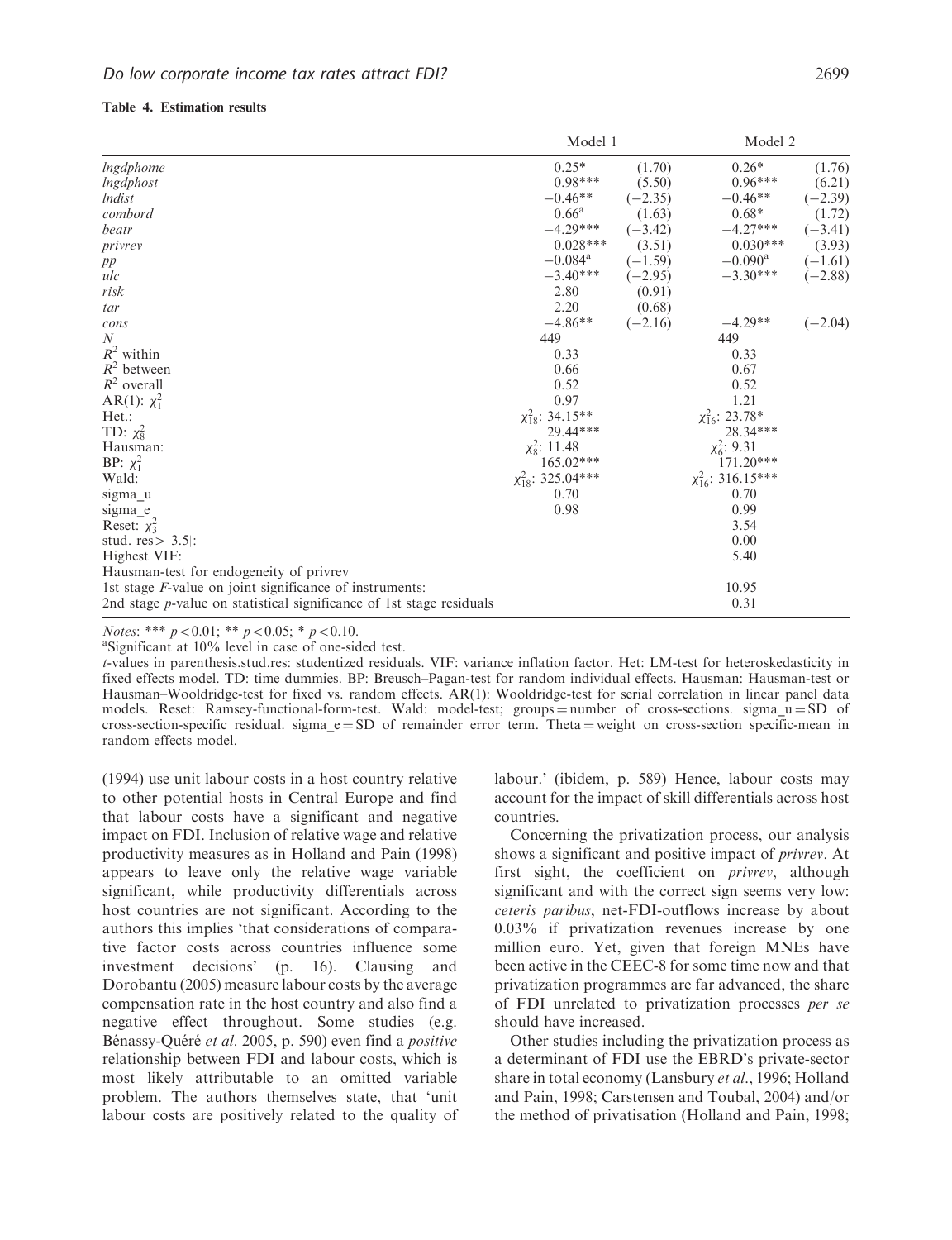**Table 4. Estimation results**

| | Model 1 | | Model 2 | |
|---|---|---|---|---|
| *lngdphome* | 0.25* | (1.70) | 0.26* | (1.76) |
| *lngdphost* | 0.98*** | (5.50) | 0.96*** | (6.21) |
| *lndist* | −0.46** | (−2.35) | −0.46** | (−2.39) |
| *combord* | 0.66[a] | (1.63) | 0.68* | (1.72) |
| *beatr* | −4.29*** | (−3.42) | −4.27*** | (−3.41) |
| *privrev* | 0.028*** | (3.51) | 0.030*** | (3.93) |
| *pp* | −0.084[a] | (−1.59) | −0.090[a] | (−1.61) |
| *ulc* | −3.40*** | (−2.95) | −3.30*** | (−2.88) |
| *risk* | 2.80 | (0.91) | | |
| *tar* | 2.20 | (0.68) | | |
| *cons* | −4.86** | (−2.16) | −4.29** | (−2.04) |
| $N$ | 449 | | 449 | |
| $R^2$ within | 0.33 | | 0.33 | |
| $R^2$ between | 0.66 | | 0.67 | |
| $R^2$ overall | 0.52 | | 0.52 | |
| AR(1): $\chi^2_1$ | 0.97 | | 1.21 | |
| Het.: | $\chi^2_{18}$: 34.15** | | $\chi^2_{16}$: 23.78* | |
| TD: $\chi^2_8$ | 29.44*** | | 28.34*** | |
| Hausman: | $\chi^2_8$: 11.48 | | $\chi^2_6$: 9.31 | |
| BP: $\chi^2_1$ | 165.02*** | | 171.20*** | |
| Wald: | $\chi^2_{18}$: 325.04*** | | $\chi^2_{16}$: 316.15*** | |
| sigma_u | 0.70 | | 0.70 | |
| sigma_e | 0.98 | | 0.99 | |
| Reset: $\chi^2_3$ | | | 3.54 | |
| stud. res$>\|3.5\|$: | | | 0.00 | |
| Highest VIF: | | | 5.40 | |
| Hausman-test for endogeneity of privrev | | | | |
| 1st stage $F$-value on joint significance of instruments: | | | 10.95 | |
| 2nd stage $p$-value on statistical significance of 1st stage residuals | | | 0.31 | |

*Notes*: *** $p<0.01$; ** $p<0.05$; * $p<0.10$.

[a]Significant at 10% level in case of one-sided test.

$t$-values in parenthesis.stud.res: studentized residuals. VIF: variance inflation factor. Het: LM-test for heteroskedasticity in fixed effects model. TD: time dummies. BP: Breusch–Pagan-test for random individual effects. Hausman: Hausman-test or Hausman–Wooldridge-test for fixed vs. random effects. AR(1): Wooldridge-test for serial correlation in linear panel data models. Reset: Ramsey-functional-form-test. Wald: model-test; groups = number of cross-sections. sigma_u = SD of cross-section-specific residual. sigma_e = SD of remainder error term. Theta = weight on cross-section specific-mean in random effects model.

(1994) use unit labour costs in a host country relative to other potential hosts in Central Europe and find that labour costs have a significant and negative impact on FDI. Inclusion of relative wage and relative productivity measures as in Holland and Pain (1998) appears to leave only the relative wage variable significant, while productivity differentials across host countries are not significant. According to the authors this implies 'that considerations of comparative factor costs across countries influence some investment decisions' (p. 16). Clausing and Dorobantu (2005) measure labour costs by the average compensation rate in the host country and also find a negative effect throughout. Some studies (e.g. Bénassy-Quéré *et al*. 2005, p. 590) even find a *positive* relationship between FDI and labour costs, which is most likely attributable to an omitted variable problem. The authors themselves state, that 'unit labour costs are positively related to the quality of labour.' (ibidem, p. 589) Hence, labour costs may account for the impact of skill differentials across host countries.

Concerning the privatization process, our analysis shows a significant and positive impact of *privrev*. At first sight, the coefficient on *privrev*, although significant and with the correct sign seems very low: *ceteris paribus*, net-FDI-outflows increase by about 0.03% if privatization revenues increase by one million euro. Yet, given that foreign MNEs have been active in the CEEC-8 for some time now and that privatization programmes are far advanced, the share of FDI unrelated to privatization processes *per se* should have increased.

Other studies including the privatization process as a determinant of FDI use the EBRD's private-sector share in total economy (Lansbury *et al*., 1996; Holland and Pain, 1998; Carstensen and Toubal, 2004) and/or the method of privatisation (Holland and Pain, 1998;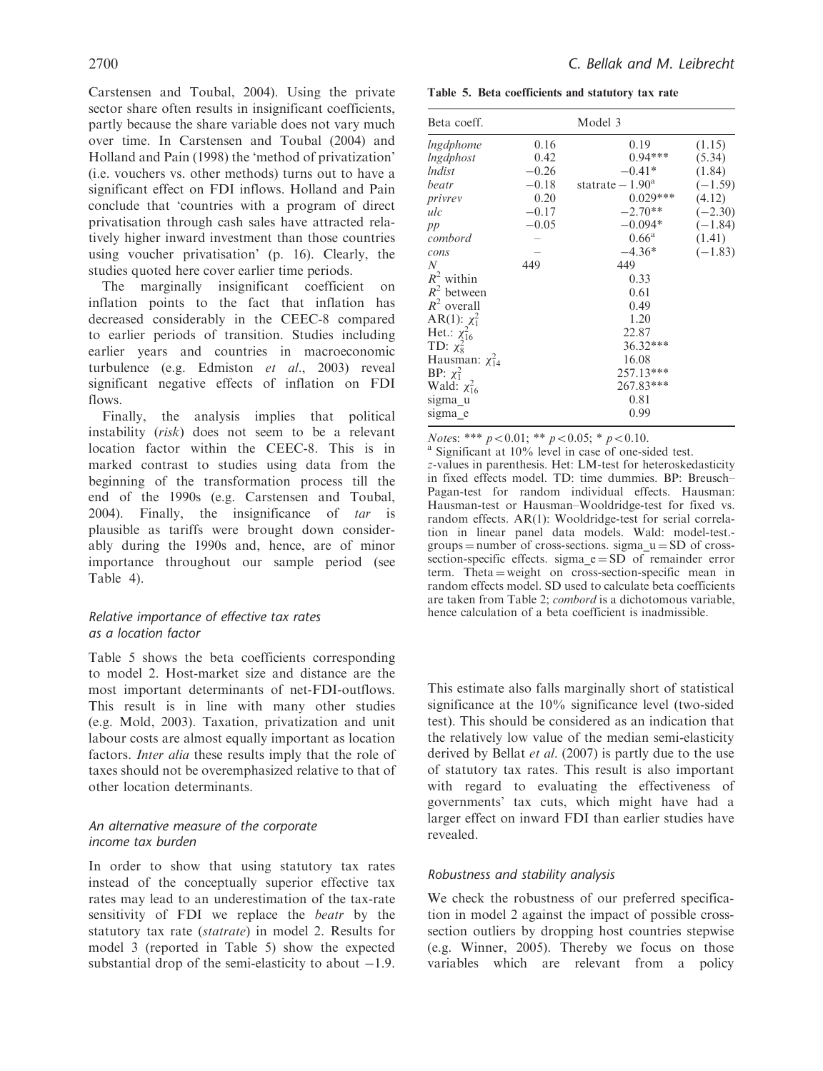Carstensen and Toubal, 2004). Using the private sector share often results in insignificant coefficients, partly because the share variable does not vary much over time. In Carstensen and Toubal (2004) and Holland and Pain (1998) the 'method of privatization' (i.e. vouchers vs. other methods) turns out to have a significant effect on FDI inflows. Holland and Pain conclude that 'countries with a program of direct privatisation through cash sales have attracted relatively higher inward investment than those countries using voucher privatisation' (p. 16). Clearly, the studies quoted here cover earlier time periods.

The marginally insignificant coefficient on inflation points to the fact that inflation has decreased considerably in the CEEC-8 compared to earlier periods of transition. Studies including earlier years and countries in macroeconomic turbulence (e.g. Edmiston *et al*., 2003) reveal significant negative effects of inflation on FDI flows.

Finally, the analysis implies that political instability (*risk*) does not seem to be a relevant location factor within the CEEC-8. This is in marked contrast to studies using data from the beginning of the transformation process till the end of the 1990s (e.g. Carstensen and Toubal, 2004). Finally, the insignificance of *tar* is plausible as tariffs were brought down considerably during the 1990s and, hence, are of minor importance throughout our sample period (see Table 4).

### *Relative importance of effective tax rates as a location factor*

Table 5 shows the beta coefficients corresponding to model 2. Host-market size and distance are the most important determinants of net-FDI-outflows. This result is in line with many other studies (e.g. Mold, 2003). Taxation, privatization and unit labour costs are almost equally important as location factors. *Inter alia* these results imply that the role of taxes should not be overemphasized relative to that of other location determinants.

### *An alternative measure of the corporate income tax burden*

In order to show that using statutory tax rates instead of the conceptually superior effective tax rates may lead to an underestimation of the tax-rate sensitivity of FDI we replace the *beatr* by the statutory tax rate (*statrate*) in model 2. Results for model 3 (reported in Table 5) show the expected substantial drop of the semi-elasticity to about −1.9.

**Table 5. Beta coefficients and statutory tax rate**

| Beta coeff. | | Model 3 | |
|---|---|---|---|
| *lngdphome* | 0.16 | 0.19 | (1.15) |
| *lngdphost* | 0.42 | 0.94*** | (5.34) |
| *lndist* | −0.26 | −0.41* | (1.84) |
| *beatr* | −0.18 | statrate − 1.90[a] | (−1.59) |
| *privrev* | 0.20 | 0.029*** | (4.12) |
| *ulc* | −0.17 | −2.70** | (−2.30) |
| *pp* | −0.05 | −0.094* | (−1.84) |
| *combord* | – | 0.66[a] | (1.41) |
| *cons* | – | −4.36* | (−1.83) |
| $N$ | 449 | 449 | |
| $R^2$ within | | 0.33 | |
| $R^2$ between | | 0.61 | |
| $R^2$ overall | | 0.49 | |
| AR(1): $\chi^2_1$ | | 1.20 | |
| Het.: $\chi^2_{16}$ | | 22.87 | |
| TD: $\chi^2_8$ | | 36.32*** | |
| Hausman: $\chi^2_{14}$ | | 16.08 | |
| BP: $\chi^2_1$ | | 257.13*** | |
| Wald: $\chi^2_{16}$ | | 267.83*** | |
| sigma_u | | 0.81 | |
| sigma_e | | 0.99 | |

*Notes*: *** $p < 0.01$; ** $p < 0.05$; * $p < 0.10$.
[a] Significant at 10% level in case of one-sided test.
*z*-values in parenthesis. Het: LM-test for heteroskedasticity in fixed effects model. TD: time dummies. BP: Breusch–Pagan-test for random individual effects. Hausman: Hausman-test or Hausman–Wooldridge-test for fixed vs. random effects. AR(1): Wooldridge-test for serial correlation in linear panel data models. Wald: model-test.-groups = number of cross-sections. sigma_u = SD of cross-section-specific effects. sigma_e = SD of remainder error term. Theta = weight on cross-section-specific mean in random effects model. SD used to calculate beta coefficients are taken from Table 2; *combord* is a dichotomous variable, hence calculation of a beta coefficient is inadmissible.

This estimate also falls marginally short of statistical significance at the 10% significance level (two-sided test). This should be considered as an indication that the relatively low value of the median semi-elasticity derived by Bellat *et al*. (2007) is partly due to the use of statutory tax rates. This result is also important with regard to evaluating the effectiveness of governments' tax cuts, which might have had a larger effect on inward FDI than earlier studies have revealed.

### *Robustness and stability analysis*

We check the robustness of our preferred specification in model 2 against the impact of possible cross-section outliers by dropping host countries stepwise (e.g. Winner, 2005). Thereby we focus on those variables which are relevant from a policy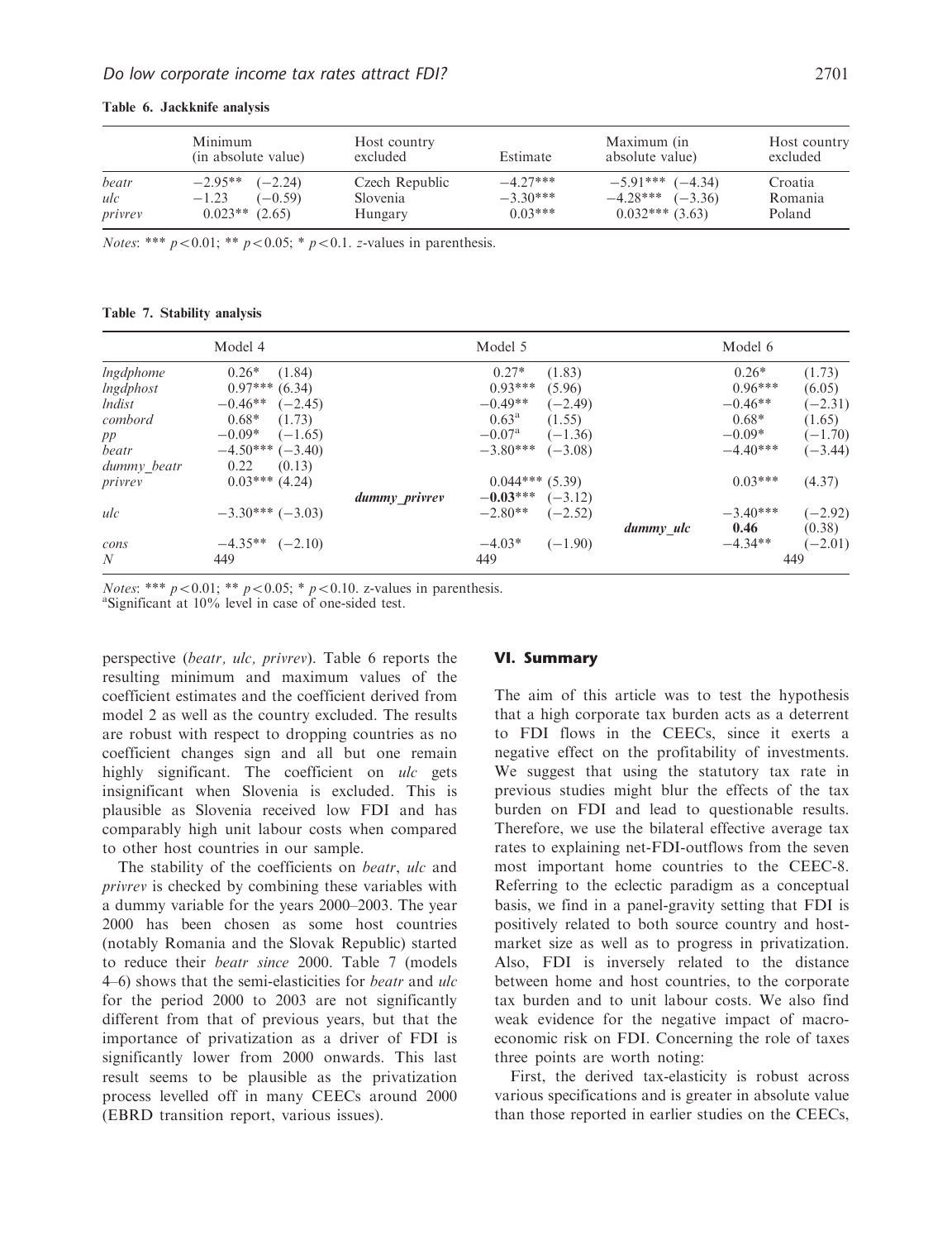**Table 6. Jackknife analysis**

| | Minimum (in absolute value) | Host country excluded | Estimate | Maximum (in absolute value) | Host country excluded |
|---|---|---|---|---|---|
| *beatr* | −2.95** (−2.24) | Czech Republic | −4.27*** | −5.91*** (−4.34) | Croatia |
| *ulc* | −1.23 (−0.59) | Slovenia | −3.30*** | −4.28*** (−3.36) | Romania |
| *privrev* | 0.023** (2.65) | Hungary | 0.03*** | 0.032*** (3.63) | Poland |

*Notes*: *** $p < 0.01$; ** $p < 0.05$; * $p < 0.1$. $z$-values in parenthesis.

**Table 7. Stability analysis**

| | Model 4 | | Model 5 | | Model 6 | |
|---|---|---|---|---|---|---|
| *lngdphome* | 0.26* | (1.84) | 0.27* | (1.83) | 0.26* | (1.73) |
| *lngdphost* | 0.97*** | (6.34) | 0.93*** | (5.96) | 0.96*** | (6.05) |
| *lndist* | −0.46** | (−2.45) | −0.49** | (−2.49) | −0.46** | (−2.31) |
| *combord* | 0.68* | (1.73) | 0.63[a] | (1.55) | 0.68* | (1.65) |
| *pp* | −0.09* | (−1.65) | −0.07[a] | (−1.36) | −0.09* | (−1.70) |
| *beatr* | −4.50*** | (−3.40) | −3.80*** | (−3.08) | −4.40*** | (−3.44) |
| *dummy_beatr* | 0.22 | (0.13) | | | | |
| *privrev* | 0.03*** | (4.24) | 0.044*** | (5.39) | 0.03*** | (4.37) |
| *dummy_privrev* | | | −0.03*** | (−3.12) | | |
| *ulc* | −3.30*** | (−3.03) | −2.80** | (−2.52) | −3.40*** | (−2.92) |
| *dummy_ulc* | | | | | 0.46 | (0.38) |
| *cons* | −4.35** | (−2.10) | −4.03* | (−1.90) | −4.34** | (−2.01) |
| *N* | 449 | | 449 | | 449 | |

*Notes*: *** $p < 0.01$; ** $p < 0.05$; * $p < 0.10$. z-values in parenthesis.
[a]Significant at 10% level in case of one-sided test.

perspective (*beatr, ulc, privrev*). Table 6 reports the resulting minimum and maximum values of the coefficient estimates and the coefficient derived from model 2 as well as the country excluded. The results are robust with respect to dropping countries as no coefficient changes sign and all but one remain highly significant. The coefficient on *ulc* gets insignificant when Slovenia is excluded. This is plausible as Slovenia received low FDI and has comparably high unit labour costs when compared to other host countries in our sample.

The stability of the coefficients on *beatr*, *ulc* and *privrev* is checked by combining these variables with a dummy variable for the years 2000–2003. The year 2000 has been chosen as some host countries (notably Romania and the Slovak Republic) started to reduce their *beatr since* 2000. Table 7 (models 4–6) shows that the semi-elasticities for *beatr* and *ulc* for the period 2000 to 2003 are not significantly different from that of previous years, but that the importance of privatization as a driver of FDI is significantly lower from 2000 onwards. This last result seems to be plausible as the privatization process levelled off in many CEECs around 2000 (EBRD transition report, various issues).

## VI. Summary

The aim of this article was to test the hypothesis that a high corporate tax burden acts as a deterrent to FDI flows in the CEECs, since it exerts a negative effect on the profitability of investments. We suggest that using the statutory tax rate in previous studies might blur the effects of the tax burden on FDI and lead to questionable results. Therefore, we use the bilateral effective average tax rates to explaining net-FDI-outflows from the seven most important home countries to the CEEC-8. Referring to the eclectic paradigm as a conceptual basis, we find in a panel-gravity setting that FDI is positively related to both source country and host-market size as well as to progress in privatization. Also, FDI is inversely related to the distance between home and host countries, to the corporate tax burden and to unit labour costs. We also find weak evidence for the negative impact of macroeconomic risk on FDI. Concerning the role of taxes three points are worth noting:

First, the derived tax-elasticity is robust across various specifications and is greater in absolute value than those reported in earlier studies on the CEECs,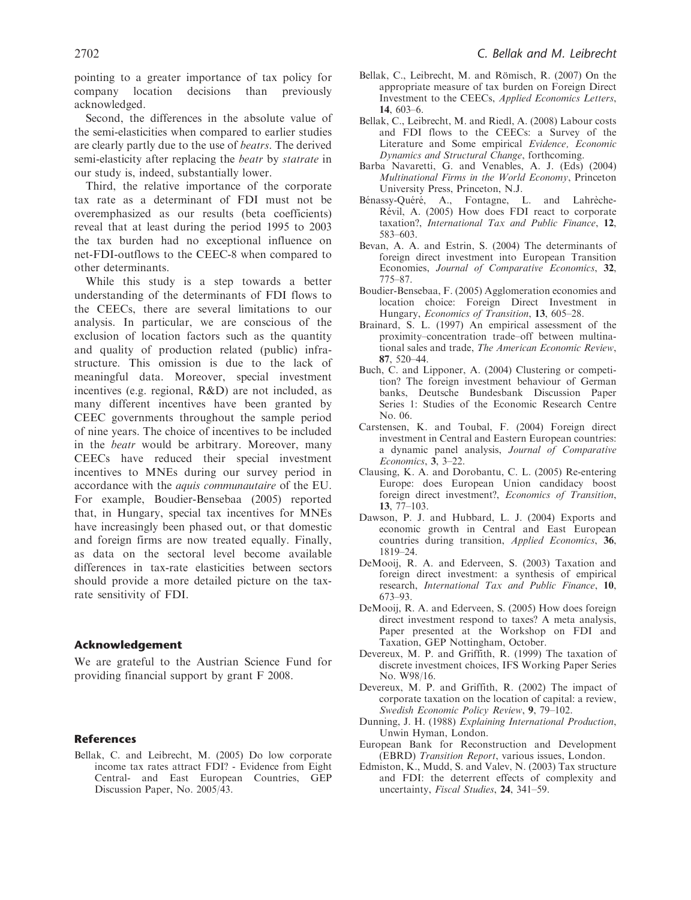pointing to a greater importance of tax policy for company location decisions than previously acknowledged.

Second, the differences in the absolute value of the semi-elasticities when compared to earlier studies are clearly partly due to the use of *beatrs*. The derived semi-elasticity after replacing the *beatr* by *statrate* in our study is, indeed, substantially lower.

Third, the relative importance of the corporate tax rate as a determinant of FDI must not be overemphasized as our results (beta coefficients) reveal that at least during the period 1995 to 2003 the tax burden had no exceptional influence on net-FDI-outflows to the CEEC-8 when compared to other determinants.

While this study is a step towards a better understanding of the determinants of FDI flows to the CEECs, there are several limitations to our analysis. In particular, we are conscious of the exclusion of location factors such as the quantity and quality of production related (public) infrastructure. This omission is due to the lack of meaningful data. Moreover, special investment incentives (e.g. regional, R&D) are not included, as many different incentives have been granted by CEEC governments throughout the sample period of nine years. The choice of incentives to be included in the *beatr* would be arbitrary. Moreover, many CEECs have reduced their special investment incentives to MNEs during our survey period in accordance with the *aquis communautaire* of the EU. For example, Boudier-Bensebaa (2005) reported that, in Hungary, special tax incentives for MNEs have increasingly been phased out, or that domestic and foreign firms are now treated equally. Finally, as data on the sectoral level become available differences in tax-rate elasticities between sectors should provide a more detailed picture on the tax-rate sensitivity of FDI.

## Acknowledgement

We are grateful to the Austrian Science Fund for providing financial support by grant F 2008.

## References

Bellak, C. and Leibrecht, M. (2005) Do low corporate income tax rates attract FDI? - Evidence from Eight Central- and East European Countries, GEP Discussion Paper, No. 2005/43.

Bellak, C., Leibrecht, M. and Römisch, R. (2007) On the appropriate measure of tax burden on Foreign Direct Investment to the CEECs, *Applied Economics Letters*, **14**, 603–6.

Bellak, C., Leibrecht, M. and Riedl, A. (2008) Labour costs and FDI flows to the CEECs: a Survey of the Literature and Some empirical *Evidence, Economic Dynamics and Structural Change*, forthcoming.

Barba Navaretti, G. and Venables, A. J. (Eds) (2004) *Multinational Firms in the World Economy*, Princeton University Press, Princeton, N.J.

Bénassy-Quéré, A., Fontagne, L. and Lahrèche-Révil, A. (2005) How does FDI react to corporate taxation?, *International Tax and Public Finance*, **12**, 583–603.

Bevan, A. A. and Estrin, S. (2004) The determinants of foreign direct investment into European Transition Economies, *Journal of Comparative Economics*, **32**, 775–87.

Boudier-Bensebaa, F. (2005) Agglomeration economies and location choice: Foreign Direct Investment in Hungary, *Economics of Transition*, **13**, 605–28.

Brainard, S. L. (1997) An empirical assessment of the proximity–concentration trade–off between multinational sales and trade, *The American Economic Review*, **87**, 520–44.

Buch, C. and Lipponer, A. (2004) Clustering or competition? The foreign investment behaviour of German banks, Deutsche Bundesbank Discussion Paper Series 1: Studies of the Economic Research Centre No. 06.

Carstensen, K. and Toubal, F. (2004) Foreign direct investment in Central and Eastern European countries: a dynamic panel analysis, *Journal of Comparative Economics*, **3**, 3–22.

Clausing, K. A. and Dorobantu, C. L. (2005) Re-entering Europe: does European Union candidacy boost foreign direct investment?, *Economics of Transition*, **13**, 77–103.

Dawson, P. J. and Hubbard, L. J. (2004) Exports and economic growth in Central and East European countries during transition, *Applied Economics*, **36**, 1819–24.

DeMooij, R. A. and Ederveen, S. (2003) Taxation and foreign direct investment: a synthesis of empirical research, *International Tax and Public Finance*, **10**, 673–93.

DeMooij, R. A. and Ederveen, S. (2005) How does foreign direct investment respond to taxes? A meta analysis, Paper presented at the Workshop on FDI and Taxation, GEP Nottingham, October.

Devereux, M. P. and Griffith, R. (1999) The taxation of discrete investment choices, IFS Working Paper Series No. W98/16.

Devereux, M. P. and Griffith, R. (2002) The impact of corporate taxation on the location of capital: a review, *Swedish Economic Policy Review*, **9**, 79–102.

Dunning, J. H. (1988) *Explaining International Production*, Unwin Hyman, London.

European Bank for Reconstruction and Development (EBRD) *Transition Report*, various issues, London.

Edmiston, K., Mudd, S. and Valev, N. (2003) Tax structure and FDI: the deterrent effects of complexity and uncertainty, *Fiscal Studies*, **24**, 341–59.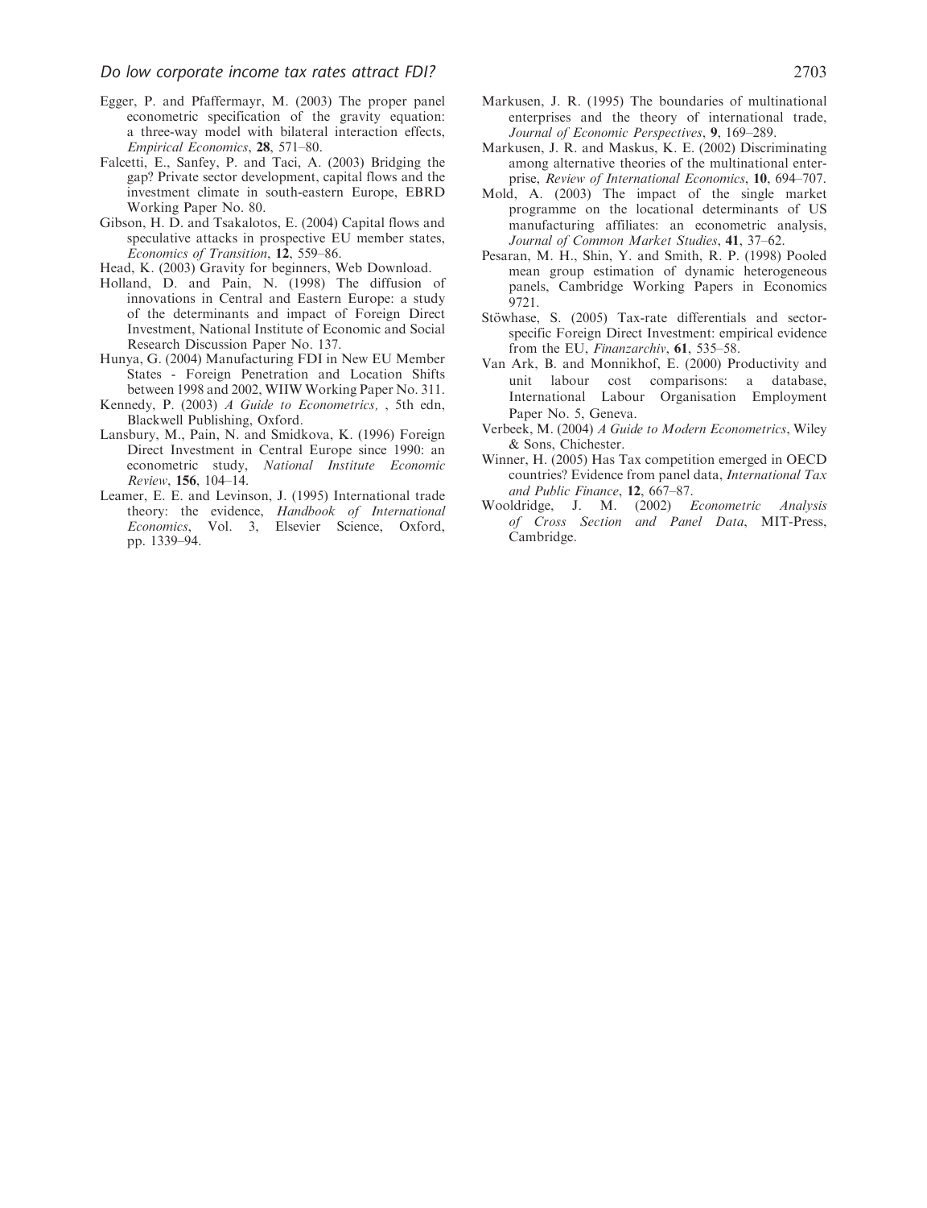Egger, P. and Pfaffermayr, M. (2003) The proper panel econometric specification of the gravity equation: a three-way model with bilateral interaction effects, *Empirical Economics*, **28**, 571–80.

Falcetti, E., Sanfey, P. and Taci, A. (2003) Bridging the gap? Private sector development, capital flows and the investment climate in south-eastern Europe, EBRD Working Paper No. 80.

Gibson, H. D. and Tsakalotos, E. (2004) Capital flows and speculative attacks in prospective EU member states, *Economics of Transition*, **12**, 559–86.

Head, K. (2003) Gravity for beginners, Web Download.

Holland, D. and Pain, N. (1998) The diffusion of innovations in Central and Eastern Europe: a study of the determinants and impact of Foreign Direct Investment, National Institute of Economic and Social Research Discussion Paper No. 137.

Hunya, G. (2004) Manufacturing FDI in New EU Member States - Foreign Penetration and Location Shifts between 1998 and 2002, WIIW Working Paper No. 311.

Kennedy, P. (2003) *A Guide to Econometrics*, , 5th edn, Blackwell Publishing, Oxford.

Lansbury, M., Pain, N. and Smidkova, K. (1996) Foreign Direct Investment in Central Europe since 1990: an econometric study, *National Institute Economic Review*, **156**, 104–14.

Leamer, E. E. and Levinson, J. (1995) International trade theory: the evidence, *Handbook of International Economics*, Vol. 3, Elsevier Science, Oxford, pp. 1339–94.

Markusen, J. R. (1995) The boundaries of multinational enterprises and the theory of international trade, *Journal of Economic Perspectives*, **9**, 169–289.

Markusen, J. R. and Maskus, K. E. (2002) Discriminating among alternative theories of the multinational enterprise, *Review of International Economics*, **10**, 694–707.

Mold, A. (2003) The impact of the single market programme on the locational determinants of US manufacturing affiliates: an econometric analysis, *Journal of Common Market Studies*, **41**, 37–62.

Pesaran, M. H., Shin, Y. and Smith, R. P. (1998) Pooled mean group estimation of dynamic heterogeneous panels, Cambridge Working Papers in Economics 9721.

Stöwhase, S. (2005) Tax-rate differentials and sector-specific Foreign Direct Investment: empirical evidence from the EU, *Finanzarchiv*, **61**, 535–58.

Van Ark, B. and Monnikhof, E. (2000) Productivity and unit labour cost comparisons: a database, International Labour Organisation Employment Paper No. 5, Geneva.

Verbeek, M. (2004) *A Guide to Modern Econometrics*, Wiley & Sons, Chichester.

Winner, H. (2005) Has Tax competition emerged in OECD countries? Evidence from panel data, *International Tax and Public Finance*, **12**, 667–87.

Wooldridge, J. M. (2002) *Econometric Analysis of Cross Section and Panel Data*, MIT-Press, Cambridge.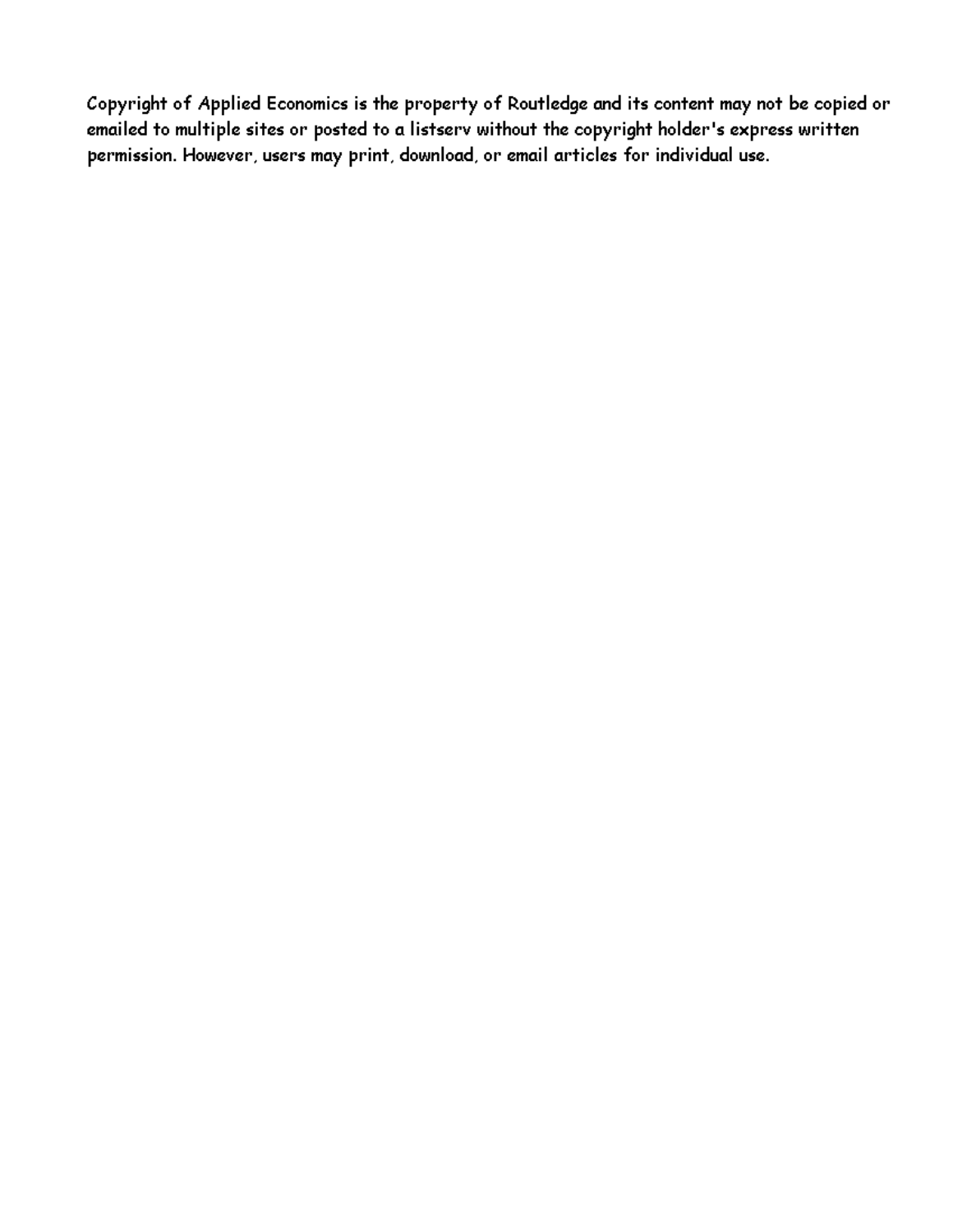Copyright of Applied Economics is the property of Routledge and its content may not be copied or emailed to multiple sites or posted to a listserv without the copyright holder's express written permission. However, users may print, download, or email articles for individual use.